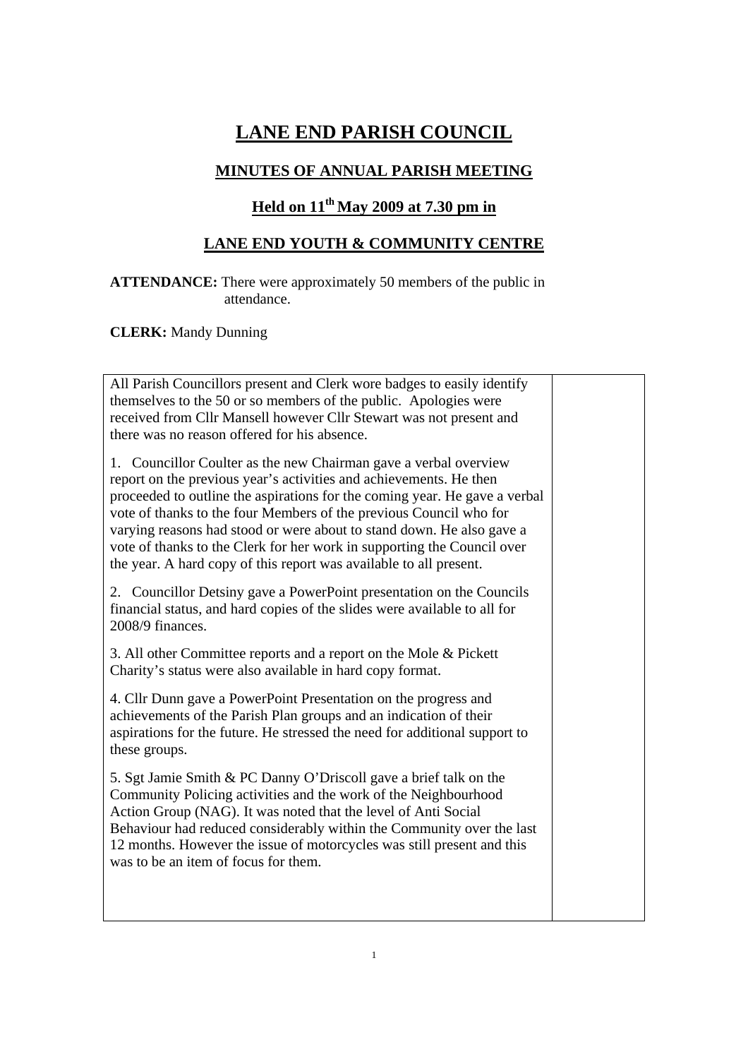# LANE END PARISH COUNCIL

## MINUTES OF ANNUAL PARISH MEETING

## Held on 11th May 2009 at 7.30 pm in

## LANE END YOUTH & COMMUNITY CENTRE

**ATTENDANCE:** There were approximately 50 members of the public in attendance.

**CLERK:** Mandy Dunning

| | |
|---|---|
| All Parish Councillors present and Clerk wore badges to easily identify themselves to the 50 or so members of the public. Apologies were received from Cllr Mansell however Cllr Stewart was not present and there was no reason offered for his absence. | |
| 1. Councillor Coulter as the new Chairman gave a verbal overview report on the previous year's activities and achievements. He then proceeded to outline the aspirations for the coming year. He gave a verbal vote of thanks to the four Members of the previous Council who for varying reasons had stood or were about to stand down. He also gave a vote of thanks to the Clerk for her work in supporting the Council over the year. A hard copy of this report was available to all present. | |
| 2. Councillor Detsiny gave a PowerPoint presentation on the Councils financial status, and hard copies of the slides were available to all for 2008/9 finances. | |
| 3. All other Committee reports and a report on the Mole & Pickett Charity's status were also available in hard copy format. | |
| 4. Cllr Dunn gave a PowerPoint Presentation on the progress and achievements of the Parish Plan groups and an indication of their aspirations for the future. He stressed the need for additional support to these groups. | |
| 5. Sgt Jamie Smith & PC Danny O'Driscoll gave a brief talk on the Community Policing activities and the work of the Neighbourhood Action Group (NAG). It was noted that the level of Anti Social Behaviour had reduced considerably within the Community over the last 12 months. However the issue of motorcycles was still present and this was to be an item of focus for them. | |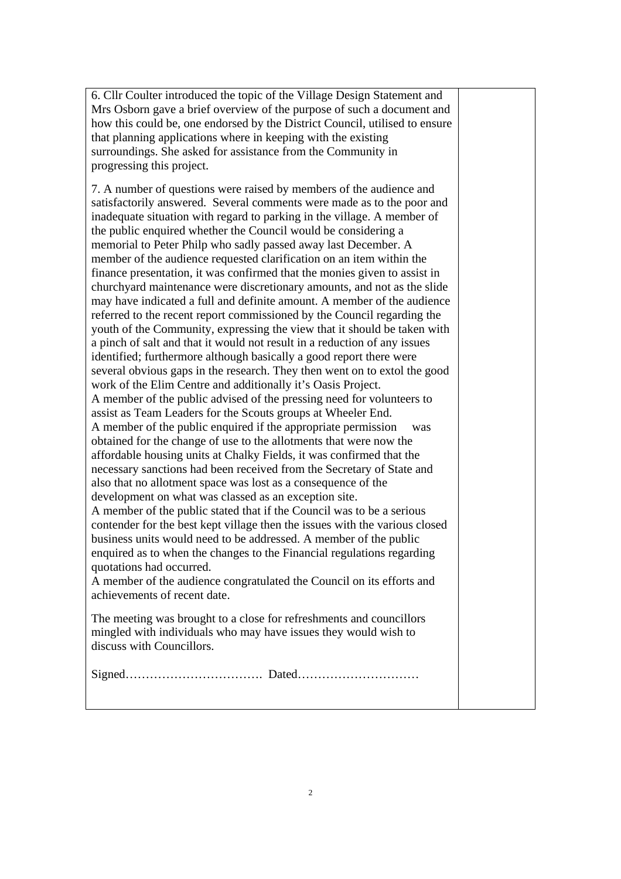6. Cllr Coulter introduced the topic of the Village Design Statement and Mrs Osborn gave a brief overview of the purpose of such a document and how this could be, one endorsed by the District Council, utilised to ensure that planning applications where in keeping with the existing surroundings. She asked for assistance from the Community in progressing this project.

7. A number of questions were raised by members of the audience and satisfactorily answered. Several comments were made as to the poor and inadequate situation with regard to parking in the village. A member of the public enquired whether the Council would be considering a memorial to Peter Philp who sadly passed away last December. A member of the audience requested clarification on an item within the finance presentation, it was confirmed that the monies given to assist in churchyard maintenance were discretionary amounts, and not as the slide may have indicated a full and definite amount. A member of the audience referred to the recent report commissioned by the Council regarding the youth of the Community, expressing the view that it should be taken with a pinch of salt and that it would not result in a reduction of any issues identified; furthermore although basically a good report there were several obvious gaps in the research. They then went on to extol the good work of the Elim Centre and additionally it's Oasis Project.
A member of the public advised of the pressing need for volunteers to assist as Team Leaders for the Scouts groups at Wheeler End.
A member of the public enquired if the appropriate permission was obtained for the change of use to the allotments that were now the affordable housing units at Chalky Fields, it was confirmed that the necessary sanctions had been received from the Secretary of State and also that no allotment space was lost as a consequence of the development on what was classed as an exception site.
A member of the public stated that if the Council was to be a serious contender for the best kept village then the issues with the various closed business units would need to be addressed. A member of the public enquired as to when the changes to the Financial regulations regarding quotations had occurred.
A member of the audience congratulated the Council on its efforts and achievements of recent date.

The meeting was brought to a close for refreshments and councillors mingled with individuals who may have issues they would wish to discuss with Councillors.

Signed……………………………. Dated…………………………